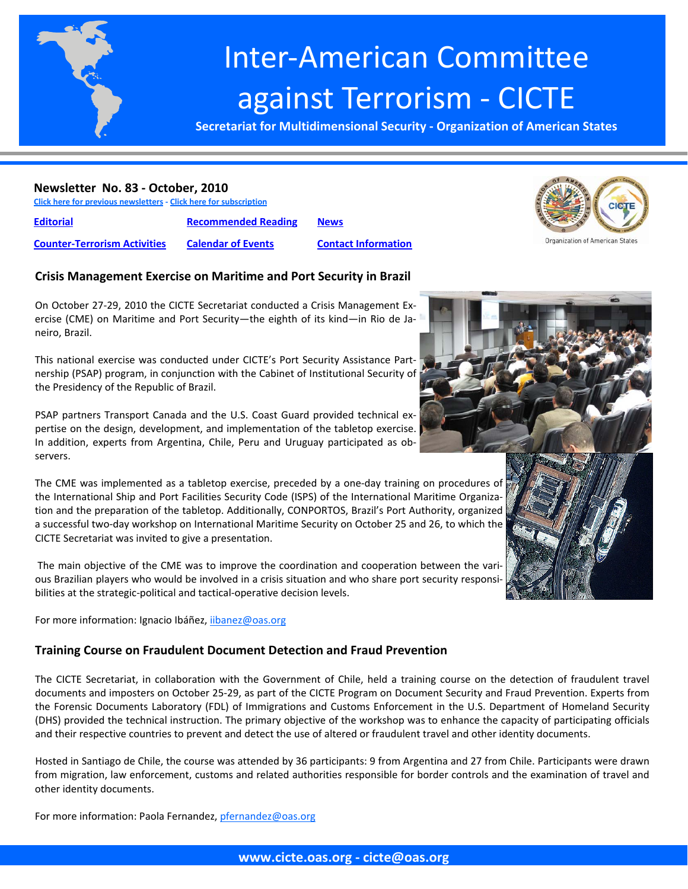# Inter-American Committee against Terrorism - CICTE

**Secretariat for Multidimensional Security - Organization of American States**

**Newsletter No. 83 - October, 2010**

Click here for previous newsletters - Click here for subscription

| Editorial | Recommended Reading | News |
|---|---|---|
| Counter-Terrorism Activities | Calendar of Events | Contact Information |

Organization of American States

## Crisis Management Exercise on Maritime and Port Security in Brazil

On October 27-29, 2010 the CICTE Secretariat conducted a Crisis Management Exercise (CME) on Maritime and Port Security—the eighth of its kind—in Rio de Janeiro, Brazil.

This national exercise was conducted under CICTE's Port Security Assistance Partnership (PSAP) program, in conjunction with the Cabinet of Institutional Security of the Presidency of the Republic of Brazil.

PSAP partners Transport Canada and the U.S. Coast Guard provided technical expertise on the design, development, and implementation of the tabletop exercise. In addition, experts from Argentina, Chile, Peru and Uruguay participated as observers.

The CME was implemented as a tabletop exercise, preceded by a one-day training on procedures of the International Ship and Port Facilities Security Code (ISPS) of the International Maritime Organization and the preparation of the tabletop. Additionally, CONPORTOS, Brazil's Port Authority, organized a successful two-day workshop on International Maritime Security on October 25 and 26, to which the CICTE Secretariat was invited to give a presentation.

The main objective of the CME was to improve the coordination and cooperation between the various Brazilian players who would be involved in a crisis situation and who share port security responsibilities at the strategic-political and tactical-operative decision levels.

For more information: Ignacio Ibáñez, iibanez@oas.org

## Training Course on Fraudulent Document Detection and Fraud Prevention

The CICTE Secretariat, in collaboration with the Government of Chile, held a training course on the detection of fraudulent travel documents and imposters on October 25-29, as part of the CICTE Program on Document Security and Fraud Prevention. Experts from the Forensic Documents Laboratory (FDL) of Immigrations and Customs Enforcement in the U.S. Department of Homeland Security (DHS) provided the technical instruction. The primary objective of the workshop was to enhance the capacity of participating officials and their respective countries to prevent and detect the use of altered or fraudulent travel and other identity documents.

Hosted in Santiago de Chile, the course was attended by 36 participants: 9 from Argentina and 27 from Chile. Participants were drawn from migration, law enforcement, customs and related authorities responsible for border controls and the examination of travel and other identity documents.

For more information: Paola Fernandez, pfernandez@oas.org

**www.cicte.oas.org - cicte@oas.org**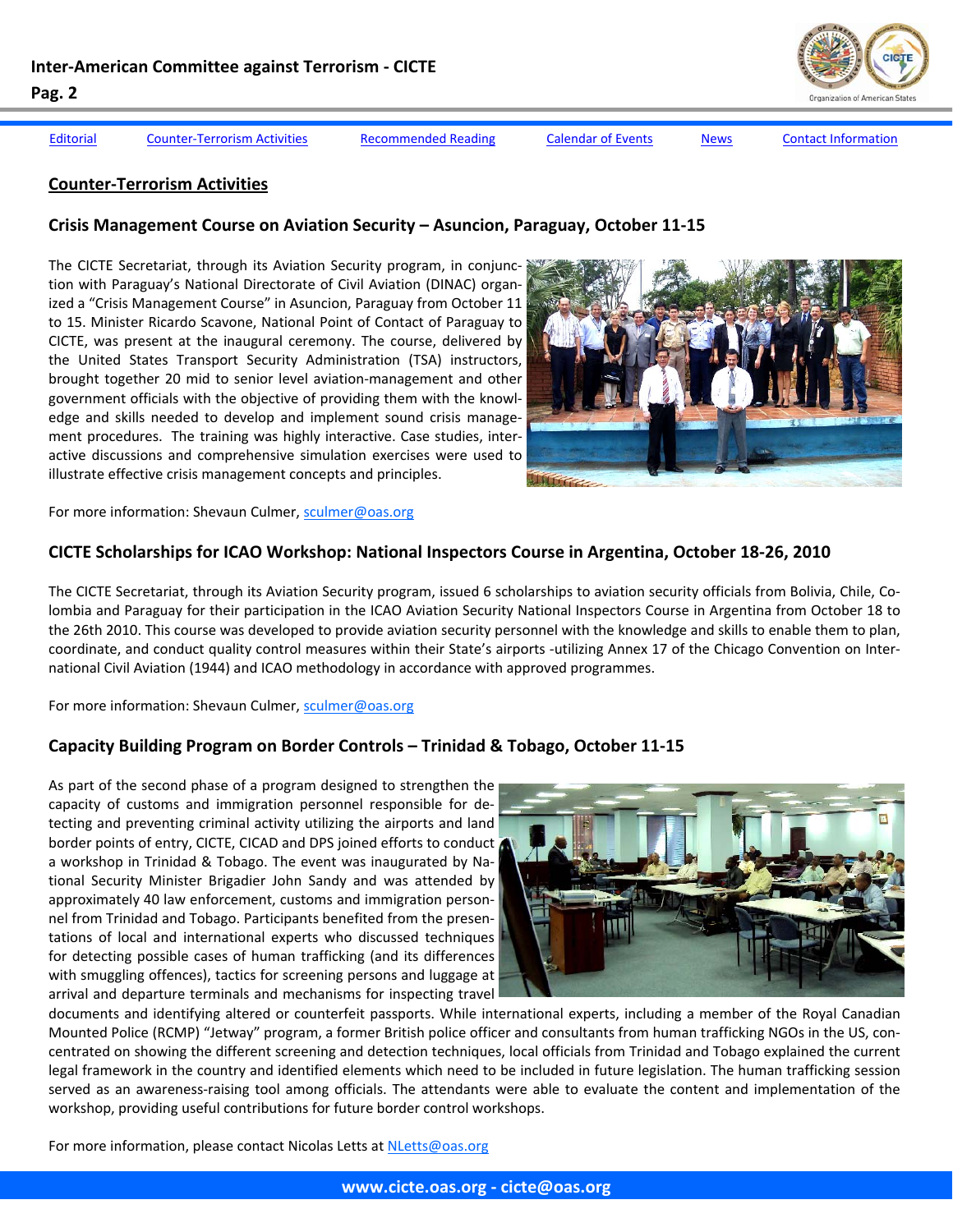Editorial | Counter-Terrorism Activities | Recommended Reading | Calendar of Events | News | Contact Information

## Counter-Terrorism Activities

### Crisis Management Course on Aviation Security – Asuncion, Paraguay, October 11-15

The CICTE Secretariat, through its Aviation Security program, in conjunction with Paraguay's National Directorate of Civil Aviation (DINAC) organized a "Crisis Management Course" in Asuncion, Paraguay from October 11 to 15. Minister Ricardo Scavone, National Point of Contact of Paraguay to CICTE, was present at the inaugural ceremony. The course, delivered by the United States Transport Security Administration (TSA) instructors, brought together 20 mid to senior level aviation-management and other government officials with the objective of providing them with the knowledge and skills needed to develop and implement sound crisis management procedures. The training was highly interactive. Case studies, interactive discussions and comprehensive simulation exercises were used to illustrate effective crisis management concepts and principles.

For more information: Shevaun Culmer, sculmer@oas.org

### CICTE Scholarships for ICAO Workshop: National Inspectors Course in Argentina, October 18-26, 2010

The CICTE Secretariat, through its Aviation Security program, issued 6 scholarships to aviation security officials from Bolivia, Chile, Colombia and Paraguay for their participation in the ICAO Aviation Security National Inspectors Course in Argentina from October 18 to the 26th 2010. This course was developed to provide aviation security personnel with the knowledge and skills to enable them to plan, coordinate, and conduct quality control measures within their State's airports -utilizing Annex 17 of the Chicago Convention on International Civil Aviation (1944) and ICAO methodology in accordance with approved programmes.

For more information: Shevaun Culmer, sculmer@oas.org

### Capacity Building Program on Border Controls – Trinidad & Tobago, October 11-15

As part of the second phase of a program designed to strengthen the capacity of customs and immigration personnel responsible for detecting and preventing criminal activity utilizing the airports and land border points of entry, CICTE, CICAD and DPS joined efforts to conduct a workshop in Trinidad & Tobago. The event was inaugurated by National Security Minister Brigadier John Sandy and was attended by approximately 40 law enforcement, customs and immigration personnel from Trinidad and Tobago. Participants benefited from the presentations of local and international experts who discussed techniques for detecting possible cases of human trafficking (and its differences with smuggling offences), tactics for screening persons and luggage at arrival and departure terminals and mechanisms for inspecting travel documents and identifying altered or counterfeit passports. While international experts, including a member of the Royal Canadian Mounted Police (RCMP) "Jetway" program, a former British police officer and consultants from human trafficking NGOs in the US, concentrated on showing the different screening and detection techniques, local officials from Trinidad and Tobago explained the current legal framework in the country and identified elements which need to be included in future legislation. The human trafficking session served as an awareness-raising tool among officials. The attendants were able to evaluate the content and implementation of the workshop, providing useful contributions for future border control workshops.

For more information, please contact Nicolas Letts at NLetts@oas.org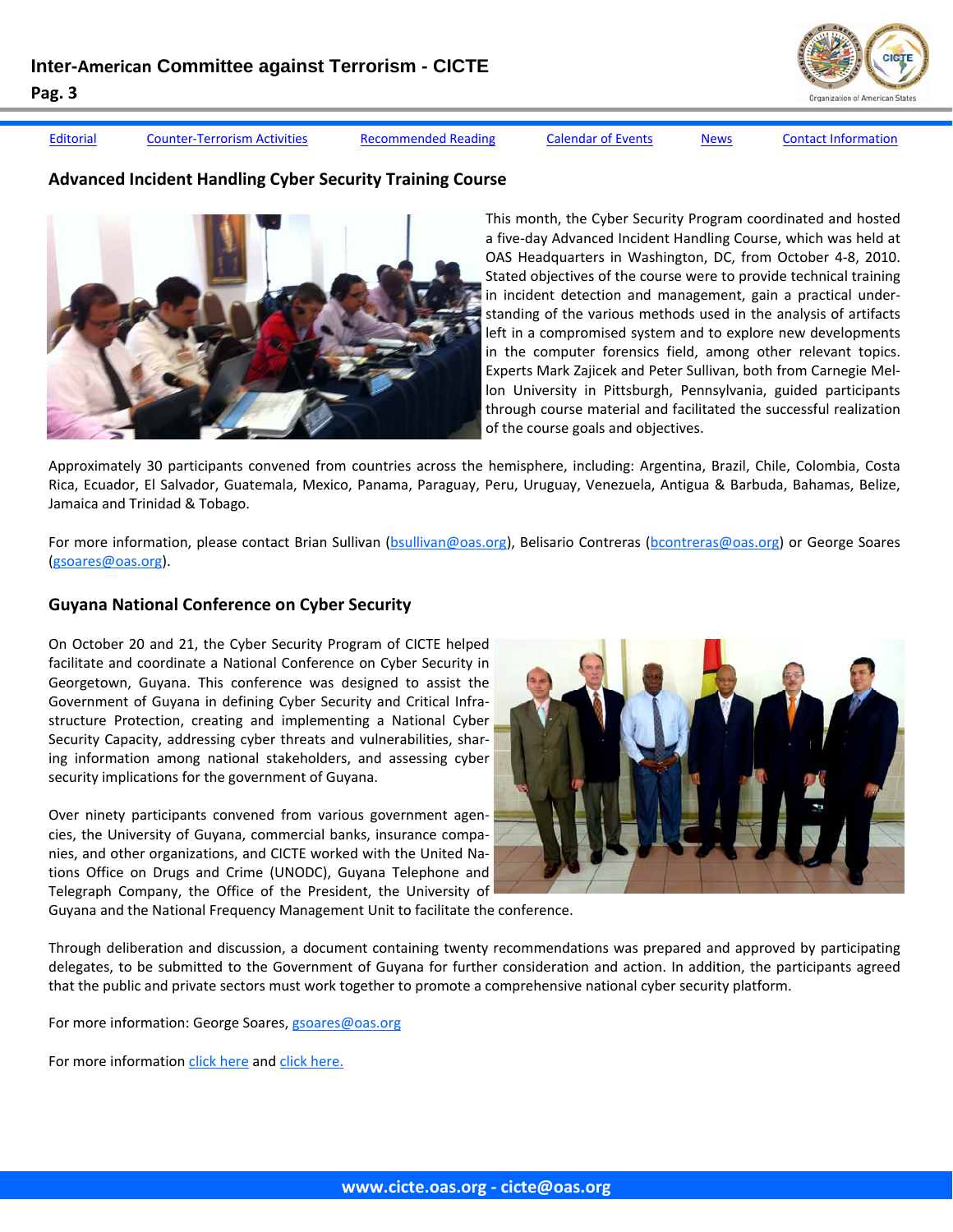[Editorial](#) [Counter-Terrorism Activities](#) [Recommended Reading](#) [Calendar of Events](#) [News](#) [Contact Information](#)

## Advanced Incident Handling Cyber Security Training Course

This month, the Cyber Security Program coordinated and hosted a five-day Advanced Incident Handling Course, which was held at OAS Headquarters in Washington, DC, from October 4-8, 2010. Stated objectives of the course were to provide technical training in incident detection and management, gain a practical understanding of the various methods used in the analysis of artifacts left in a compromised system and to explore new developments in the computer forensics field, among other relevant topics. Experts Mark Zajicek and Peter Sullivan, both from Carnegie Mellon University in Pittsburgh, Pennsylvania, guided participants through course material and facilitated the successful realization of the course goals and objectives.

Approximately 30 participants convened from countries across the hemisphere, including: Argentina, Brazil, Chile, Colombia, Costa Rica, Ecuador, El Salvador, Guatemala, Mexico, Panama, Paraguay, Peru, Uruguay, Venezuela, Antigua & Barbuda, Bahamas, Belize, Jamaica and Trinidad & Tobago.

For more information, please contact Brian Sullivan (bsullivan@oas.org), Belisario Contreras (bcontreras@oas.org) or George Soares (gsoares@oas.org).

## Guyana National Conference on Cyber Security

On October 20 and 21, the Cyber Security Program of CICTE helped facilitate and coordinate a National Conference on Cyber Security in Georgetown, Guyana. This conference was designed to assist the Government of Guyana in defining Cyber Security and Critical Infrastructure Protection, creating and implementing a National Cyber Security Capacity, addressing cyber threats and vulnerabilities, sharing information among national stakeholders, and assessing cyber security implications for the government of Guyana.

Over ninety participants convened from various government agencies, the University of Guyana, commercial banks, insurance companies, and other organizations, and CICTE worked with the United Nations Office on Drugs and Crime (UNODC), Guyana Telephone and Telegraph Company, the Office of the President, the University of Guyana and the National Frequency Management Unit to facilitate the conference.

Through deliberation and discussion, a document containing twenty recommendations was prepared and approved by participating delegates, to be submitted to the Government of Guyana for further consideration and action. In addition, the participants agreed that the public and private sectors must work together to promote a comprehensive national cyber security platform.

For more information: George Soares, gsoares@oas.org

For more information [click here](#) and [click here.](#)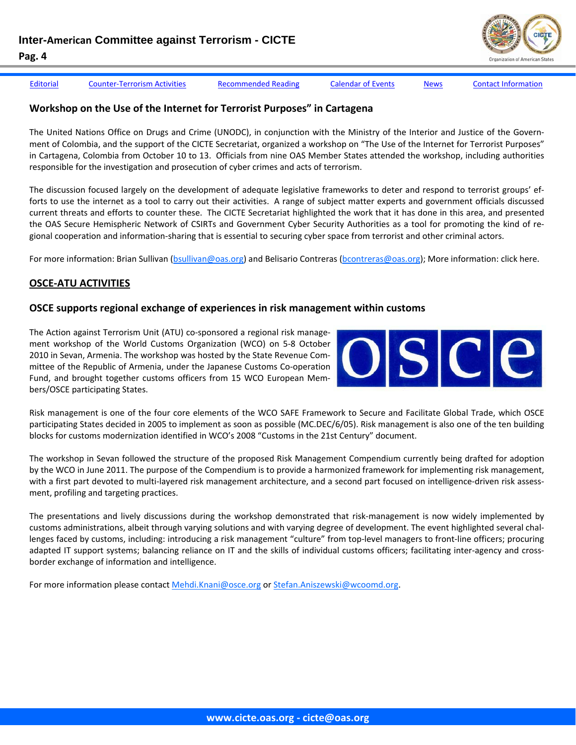Editorial | Counter-Terrorism Activities | Recommended Reading | Calendar of Events | News | Contact Information

### Workshop on the Use of the Internet for Terrorist Purposes" in Cartagena

The United Nations Office on Drugs and Crime (UNODC), in conjunction with the Ministry of the Interior and Justice of the Government of Colombia, and the support of the CICTE Secretariat, organized a workshop on "The Use of the Internet for Terrorist Purposes" in Cartagena, Colombia from October 10 to 13. Officials from nine OAS Member States attended the workshop, including authorities responsible for the investigation and prosecution of cyber crimes and acts of terrorism.

The discussion focused largely on the development of adequate legislative frameworks to deter and respond to terrorist groups' efforts to use the internet as a tool to carry out their activities. A range of subject matter experts and government officials discussed current threats and efforts to counter these. The CICTE Secretariat highlighted the work that it has done in this area, and presented the OAS Secure Hemispheric Network of CSIRTs and Government Cyber Security Authorities as a tool for promoting the kind of regional cooperation and information-sharing that is essential to securing cyber space from terrorist and other criminal actors.

For more information: Brian Sullivan (bsullivan@oas.org) and Belisario Contreras (bcontreras@oas.org); More information: click here.

## OSCE-ATU ACTIVITIES

### OSCE supports regional exchange of experiences in risk management within customs

The Action against Terrorism Unit (ATU) co-sponsored a regional risk management workshop of the World Customs Organization (WCO) on 5-8 October 2010 in Sevan, Armenia. The workshop was hosted by the State Revenue Committee of the Republic of Armenia, under the Japanese Customs Co-operation Fund, and brought together customs officers from 15 WCO European Members/OSCE participating States.

Risk management is one of the four core elements of the WCO SAFE Framework to Secure and Facilitate Global Trade, which OSCE participating States decided in 2005 to implement as soon as possible (MC.DEC/6/05). Risk management is also one of the ten building blocks for customs modernization identified in WCO's 2008 "Customs in the 21st Century" document.

The workshop in Sevan followed the structure of the proposed Risk Management Compendium currently being drafted for adoption by the WCO in June 2011. The purpose of the Compendium is to provide a harmonized framework for implementing risk management, with a first part devoted to multi-layered risk management architecture, and a second part focused on intelligence-driven risk assessment, profiling and targeting practices.

The presentations and lively discussions during the workshop demonstrated that risk-management is now widely implemented by customs administrations, albeit through varying solutions and with varying degree of development. The event highlighted several challenges faced by customs, including: introducing a risk management "culture" from top-level managers to front-line officers; procuring adapted IT support systems; balancing reliance on IT and the skills of individual customs officers; facilitating inter-agency and cross-border exchange of information and intelligence.

For more information please contact Mehdi.Knani@osce.org or Stefan.Aniszewski@wcoomd.org.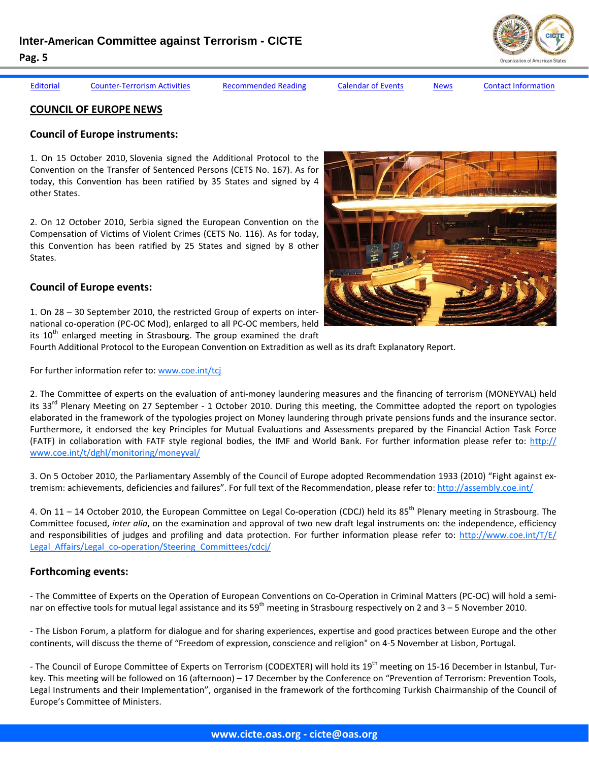Editorial | Counter-Terrorism Activities | Recommended Reading | Calendar of Events | News | Contact Information

## COUNCIL OF EUROPE NEWS

### Council of Europe instruments:

1. On 15 October 2010, Slovenia signed the Additional Protocol to the Convention on the Transfer of Sentenced Persons (CETS No. 167). As for today, this Convention has been ratified by 35 States and signed by 4 other States.

2. On 12 October 2010, Serbia signed the European Convention on the Compensation of Victims of Violent Crimes (CETS No. 116). As for today, this Convention has been ratified by 25 States and signed by 8 other States.

### Council of Europe events:

1. On 28 – 30 September 2010, the restricted Group of experts on international co-operation (PC-OC Mod), enlarged to all PC-OC members, held its 10th enlarged meeting in Strasbourg. The group examined the draft Fourth Additional Protocol to the European Convention on Extradition as well as its draft Explanatory Report.

For further information refer to: www.coe.int/tcj

2. The Committee of experts on the evaluation of anti-money laundering measures and the financing of terrorism (MONEYVAL) held its 33rd Plenary Meeting on 27 September - 1 October 2010. During this meeting, the Committee adopted the report on typologies elaborated in the framework of the typologies project on Money laundering through private pensions funds and the insurance sector. Furthermore, it endorsed the key Principles for Mutual Evaluations and Assessments prepared by the Financial Action Task Force (FATF) in collaboration with FATF style regional bodies, the IMF and World Bank. For further information please refer to: http://www.coe.int/t/dghl/monitoring/moneyval/

3. On 5 October 2010, the Parliamentary Assembly of the Council of Europe adopted Recommendation 1933 (2010) "Fight against extremism: achievements, deficiencies and failures". For full text of the Recommendation, please refer to: http://assembly.coe.int/

4. On 11 – 14 October 2010, the European Committee on Legal Co-operation (CDCJ) held its 85th Plenary meeting in Strasbourg. The Committee focused, *inter alia*, on the examination and approval of two new draft legal instruments on: the independence, efficiency and responsibilities of judges and profiling and data protection. For further information please refer to: http://www.coe.int/T/E/Legal_Affairs/Legal_co-operation/Steering_Committees/cdcj/

### Forthcoming events:

- The Committee of Experts on the Operation of European Conventions on Co-Operation in Criminal Matters (PC-OC) will hold a seminar on effective tools for mutual legal assistance and its 59th meeting in Strasbourg respectively on 2 and 3 – 5 November 2010.

- The Lisbon Forum, a platform for dialogue and for sharing experiences, expertise and good practices between Europe and the other continents, will discuss the theme of "Freedom of expression, conscience and religion" on 4-5 November at Lisbon, Portugal.

- The Council of Europe Committee of Experts on Terrorism (CODEXTER) will hold its 19th meeting on 15-16 December in Istanbul, Turkey. This meeting will be followed on 16 (afternoon) – 17 December by the Conference on "Prevention of Terrorism: Prevention Tools, Legal Instruments and their Implementation", organised in the framework of the forthcoming Turkish Chairmanship of the Council of Europe's Committee of Ministers.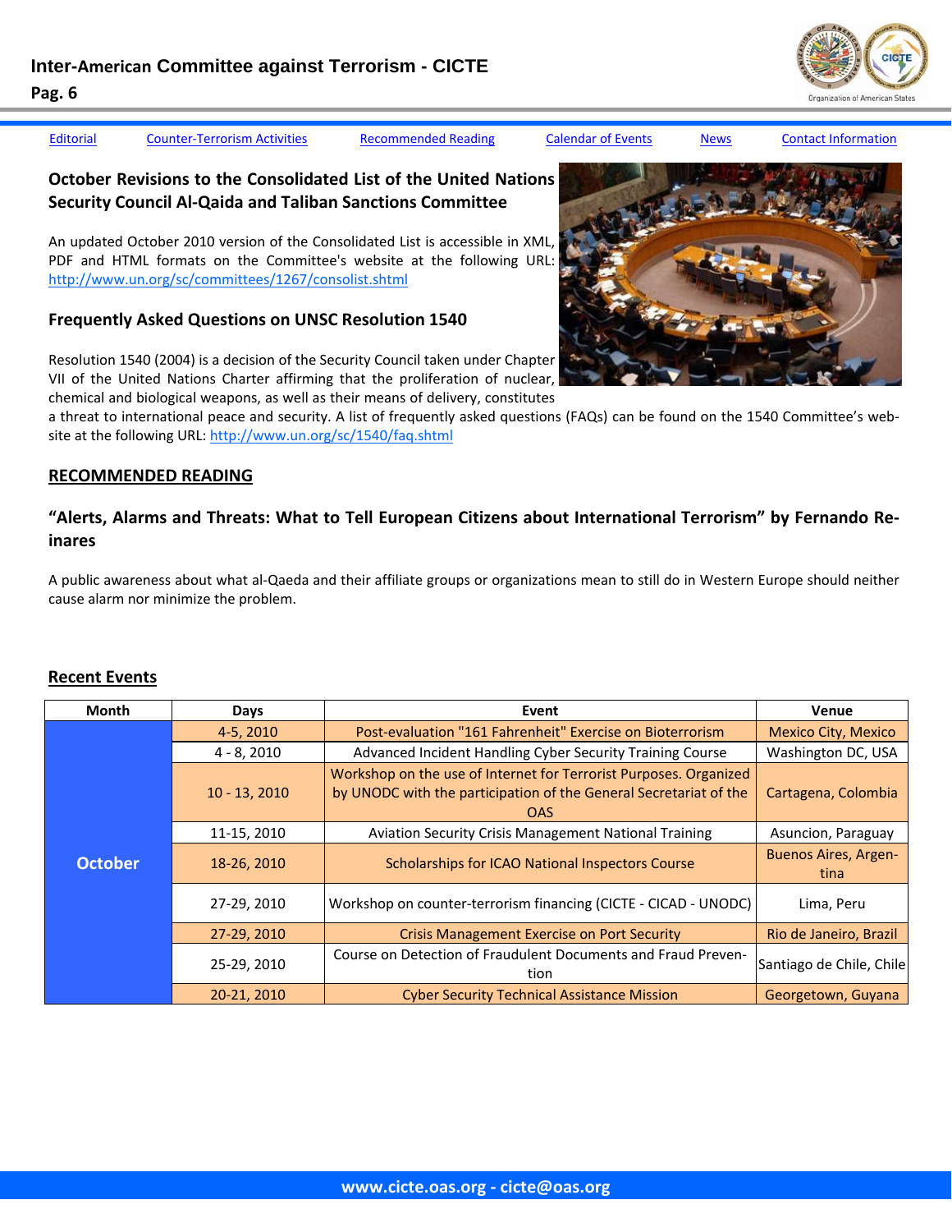[Editorial](#) [Counter-Terrorism Activities](#) [Recommended Reading](#) [Calendar of Events](#) [News](#) [Contact Information](#)

### October Revisions to the Consolidated List of the United Nations Security Council Al-Qaida and Taliban Sanctions Committee

An updated October 2010 version of the Consolidated List is accessible in XML, PDF and HTML formats on the Committee's website at the following URL: http://www.un.org/sc/committees/1267/consolist.shtml

### Frequently Asked Questions on UNSC Resolution 1540

Resolution 1540 (2004) is a decision of the Security Council taken under Chapter VII of the United Nations Charter affirming that the proliferation of nuclear, chemical and biological weapons, as well as their means of delivery, constitutes a threat to international peace and security. A list of frequently asked questions (FAQs) can be found on the 1540 Committee's website at the following URL: http://www.un.org/sc/1540/faq.shtml

## RECOMMENDED READING

### "Alerts, Alarms and Threats: What to Tell European Citizens about International Terrorism" by Fernando Reinares

A public awareness about what al-Qaeda and their affiliate groups or organizations mean to still do in Western Europe should neither cause alarm nor minimize the problem.

## Recent Events

| Month | Days | Event | Venue |
|---|---|---|---|
| October | 4-5, 2010 | Post-evaluation "161 Fahrenheit" Exercise on Bioterrorism | Mexico City, Mexico |
| | 4 - 8, 2010 | Advanced Incident Handling Cyber Security Training Course | Washington DC, USA |
| | 10 - 13, 2010 | Workshop on the use of Internet for Terrorist Purposes. Organized by UNODC with the participation of the General Secretariat of the OAS | Cartagena, Colombia |
| | 11-15, 2010 | Aviation Security Crisis Management National Training | Asuncion, Paraguay |
| | 18-26, 2010 | Scholarships for ICAO National Inspectors Course | Buenos Aires, Argentina |
| | 27-29, 2010 | Workshop on counter-terrorism financing (CICTE - CICAD - UNODC) | Lima, Peru |
| | 27-29, 2010 | Crisis Management Exercise on Port Security | Rio de Janeiro, Brazil |
| | 25-29, 2010 | Course on Detection of Fraudulent Documents and Fraud Prevention | Santiago de Chile, Chile |
| | 20-21, 2010 | Cyber Security Technical Assistance Mission | Georgetown, Guyana |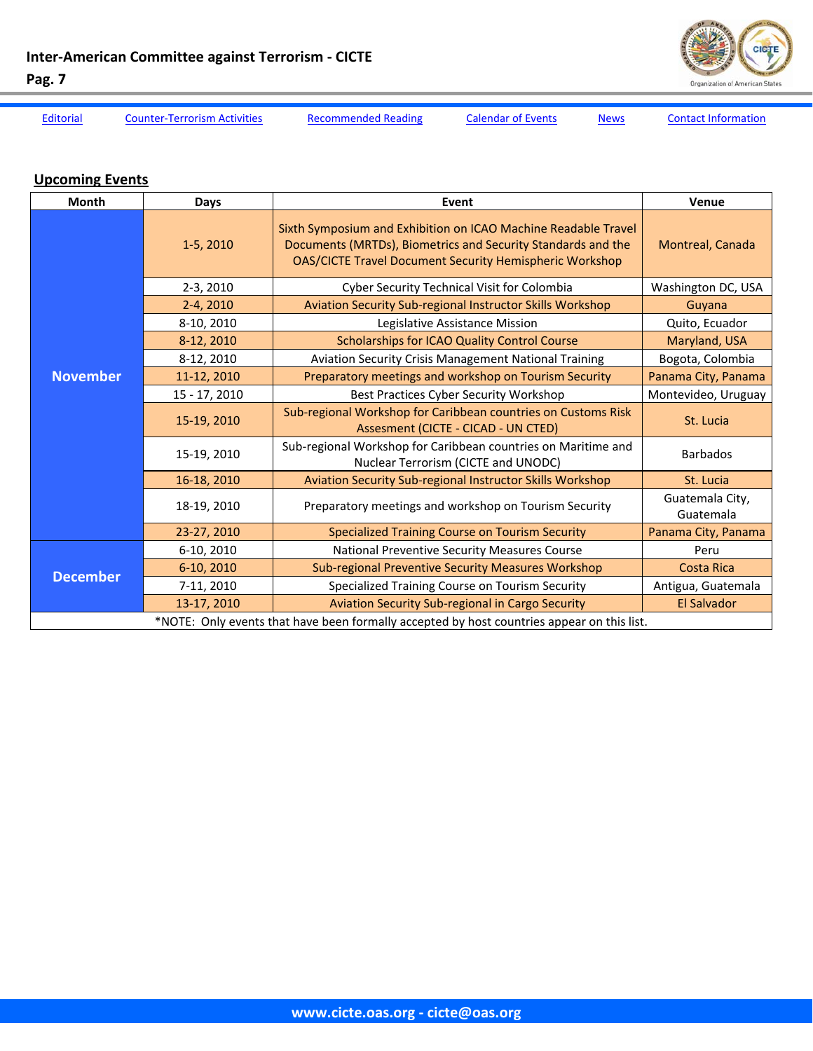Editorial | Counter-Terrorism Activities | Recommended Reading | Calendar of Events | News | Contact Information

## Upcoming Events

| Month | Days | Event | Venue |
|---|---|---|---|
| November | 1-5, 2010 | Sixth Symposium and Exhibition on ICAO Machine Readable Travel Documents (MRTDs), Biometrics and Security Standards and the OAS/CICTE Travel Document Security Hemispheric Workshop | Montreal, Canada |
| | 2-3, 2010 | Cyber Security Technical Visit for Colombia | Washington DC, USA |
| | 2-4, 2010 | Aviation Security Sub-regional Instructor Skills Workshop | Guyana |
| | 8-10, 2010 | Legislative Assistance Mission | Quito, Ecuador |
| | 8-12, 2010 | Scholarships for ICAO Quality Control Course | Maryland, USA |
| | 8-12, 2010 | Aviation Security Crisis Management National Training | Bogota, Colombia |
| | 11-12, 2010 | Preparatory meetings and workshop on Tourism Security | Panama City, Panama |
| | 15 - 17, 2010 | Best Practices Cyber Security Workshop | Montevideo, Uruguay |
| | 15-19, 2010 | Sub-regional Workshop for Caribbean countries on Customs Risk Assesment (CICTE - CICAD - UN CTED) | St. Lucia |
| | 15-19, 2010 | Sub-regional Workshop for Caribbean countries on Maritime and Nuclear Terrorism (CICTE and UNODC) | Barbados |
| | 16-18, 2010 | Aviation Security Sub-regional Instructor Skills Workshop | St. Lucia |
| | 18-19, 2010 | Preparatory meetings and workshop on Tourism Security | Guatemala City, Guatemala |
| | 23-27, 2010 | Specialized Training Course on Tourism Security | Panama City, Panama |
| December | 6-10, 2010 | National Preventive Security Measures Course | Peru |
| | 6-10, 2010 | Sub-regional Preventive Security Measures Workshop | Costa Rica |
| | 7-11, 2010 | Specialized Training Course on Tourism Security | Antigua, Guatemala |
| | 13-17, 2010 | Aviation Security Sub-regional in Cargo Security | El Salvador |

*NOTE: Only events that have been formally accepted by host countries appear on this list.

www.cicte.oas.org - cicte@oas.org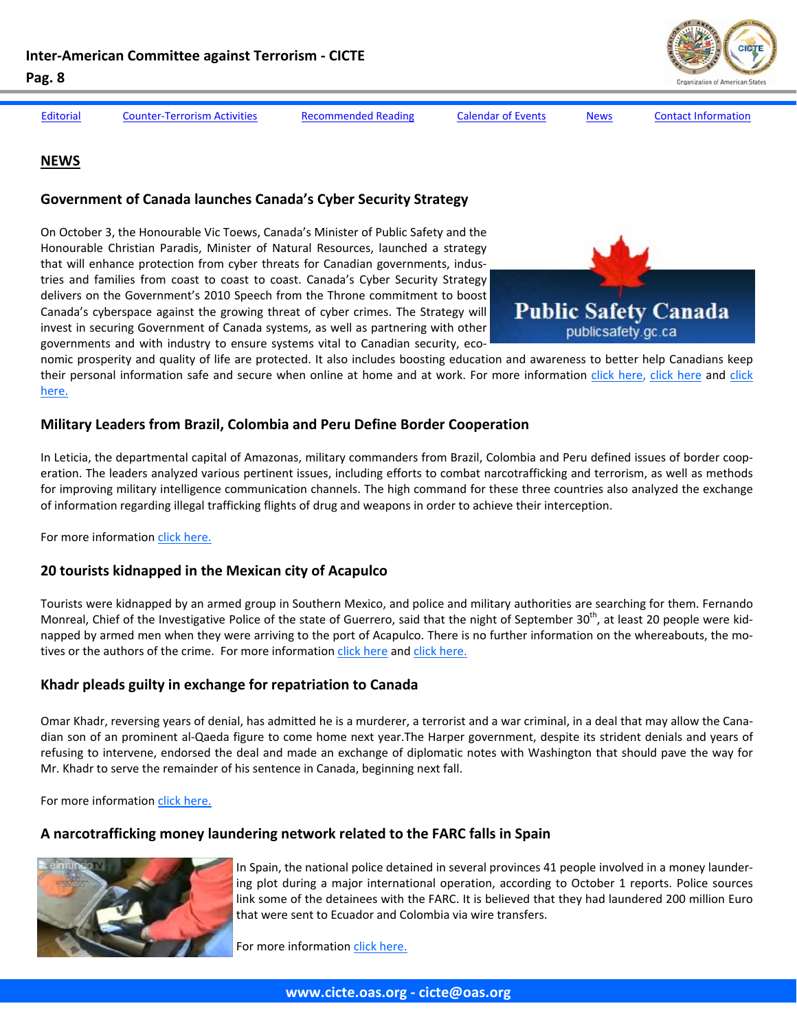[Editorial](#) [Counter-Terrorism Activities](#) [Recommended Reading](#) [Calendar of Events](#) [News](#) [Contact Information](#)

## NEWS

### Government of Canada launches Canada's Cyber Security Strategy

On October 3, the Honourable Vic Toews, Canada's Minister of Public Safety and the Honourable Christian Paradis, Minister of Natural Resources, launched a strategy that will enhance protection from cyber threats for Canadian governments, industries and families from coast to coast. Canada's Cyber Security Strategy delivers on the Government's 2010 Speech from the Throne commitment to boost Canada's cyberspace against the growing threat of cyber crimes. The Strategy will invest in securing Government of Canada systems, as well as partnering with other governments and with industry to ensure systems vital to Canadian security, economic prosperity and quality of life are protected. It also includes boosting education and awareness to better help Canadians keep their personal information safe and secure when online at home and at work. For more information click here, click here and click here.

### Military Leaders from Brazil, Colombia and Peru Define Border Cooperation

In Leticia, the departmental capital of Amazonas, military commanders from Brazil, Colombia and Peru defined issues of border cooperation. The leaders analyzed various pertinent issues, including efforts to combat narcotrafficking and terrorism, as well as methods for improving military intelligence communication channels. The high command for these three countries also analyzed the exchange of information regarding illegal trafficking flights of drug and weapons in order to achieve their interception.

For more information click here.

### 20 tourists kidnapped in the Mexican city of Acapulco

Tourists were kidnapped by an armed group in Southern Mexico, and police and military authorities are searching for them. Fernando Monreal, Chief of the Investigative Police of the state of Guerrero, said that the night of September 30th, at least 20 people were kidnapped by armed men when they were arriving to the port of Acapulco. There is no further information on the whereabouts, the motives or the authors of the crime. For more information click here and click here.

### Khadr pleads guilty in exchange for repatriation to Canada

Omar Khadr, reversing years of denial, has admitted he is a murderer, a terrorist and a war criminal, in a deal that may allow the Canadian son of an prominent al-Qaeda figure to come home next year.The Harper government, despite its strident denials and years of refusing to intervene, endorsed the deal and made an exchange of diplomatic notes with Washington that should pave the way for Mr. Khadr to serve the remainder of his sentence in Canada, beginning next fall.

For more information click here.

### A narcotrafficking money laundering network related to the FARC falls in Spain

In Spain, the national police detained in several provinces 41 people involved in a money laundering plot during a major international operation, according to October 1 reports. Police sources link some of the detainees with the FARC. It is believed that they had laundered 200 million Euro that were sent to Ecuador and Colombia via wire transfers.

For more information click here.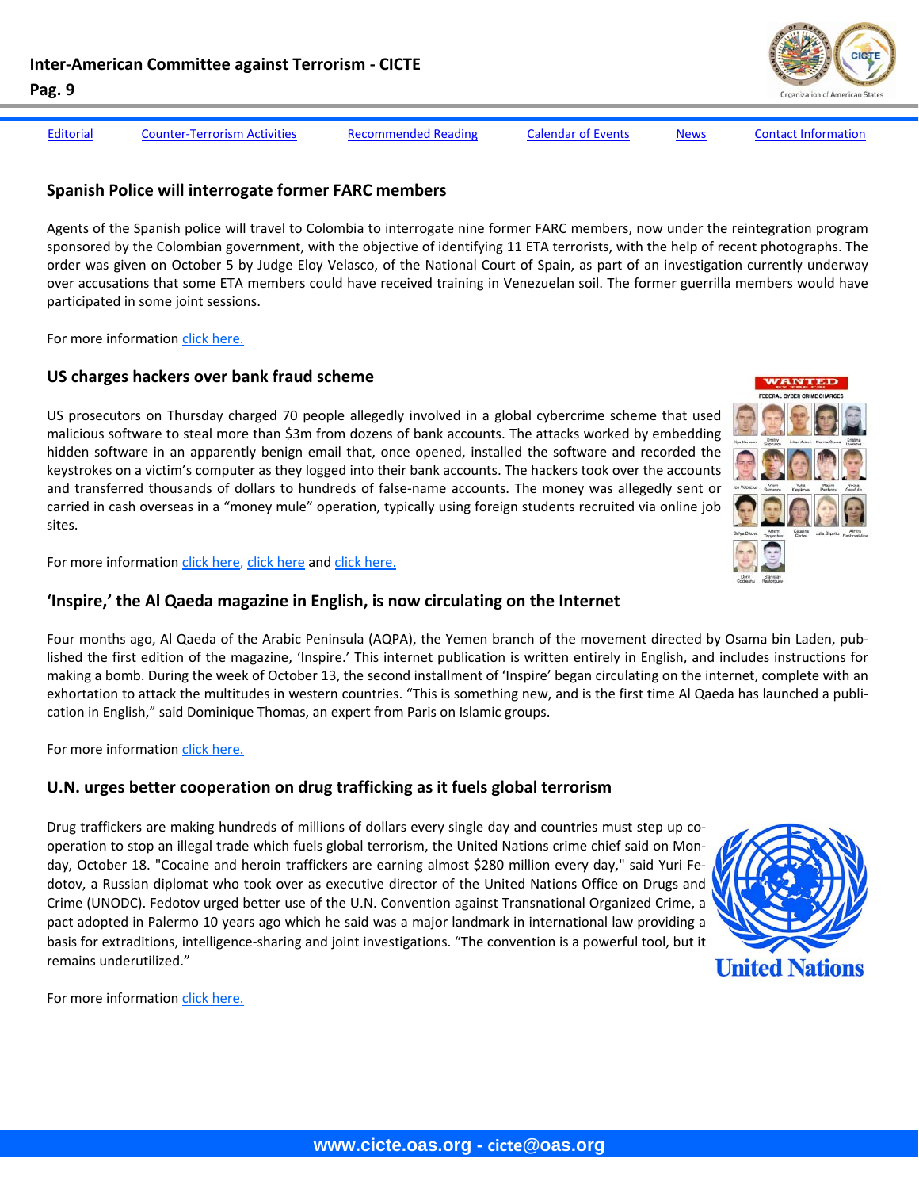[Editorial](#) [Counter-Terrorism Activities](#) [Recommended Reading](#) [Calendar of Events](#) [News](#) [Contact Information](#)

## Spanish Police will interrogate former FARC members

Agents of the Spanish police will travel to Colombia to interrogate nine former FARC members, now under the reintegration program sponsored by the Colombian government, with the objective of identifying 11 ETA terrorists, with the help of recent photographs. The order was given on October 5 by Judge Eloy Velasco, of the National Court of Spain, as part of an investigation currently underway over accusations that some ETA members could have received training in Venezuelan soil. The former guerrilla members would have participated in some joint sessions.

For more information [click here.](#)

## US charges hackers over bank fraud scheme

US prosecutors on Thursday charged 70 people allegedly involved in a global cybercrime scheme that used malicious software to steal more than $3m from dozens of bank accounts. The attacks worked by embedding hidden software in an apparently benign email that, once opened, installed the software and recorded the keystrokes on a victim's computer as they logged into their bank accounts. The hackers took over the accounts and transferred thousands of dollars to hundreds of false-name accounts. The money was allegedly sent or carried in cash overseas in a "money mule" operation, typically using foreign students recruited via online job sites.

For more information [click here](#), [click here](#) and [click here.](#)

## 'Inspire,' the Al Qaeda magazine in English, is now circulating on the Internet

Four months ago, Al Qaeda of the Arabic Peninsula (AQPA), the Yemen branch of the movement directed by Osama bin Laden, published the first edition of the magazine, 'Inspire.' This internet publication is written entirely in English, and includes instructions for making a bomb. During the week of October 13, the second installment of 'Inspire' began circulating on the internet, complete with an exhortation to attack the multitudes in western countries. "This is something new, and is the first time Al Qaeda has launched a publication in English," said Dominique Thomas, an expert from Paris on Islamic groups.

For more information [click here.](#)

## U.N. urges better cooperation on drug trafficking as it fuels global terrorism

Drug traffickers are making hundreds of millions of dollars every single day and countries must step up cooperation to stop an illegal trade which fuels global terrorism, the United Nations crime chief said on Monday, October 18. "Cocaine and heroin traffickers are earning almost $280 million every day," said Yuri Fedotov, a Russian diplomat who took over as executive director of the United Nations Office on Drugs and Crime (UNODC). Fedotov urged better use of the U.N. Convention against Transnational Organized Crime, a pact adopted in Palermo 10 years ago which he said was a major landmark in international law providing a basis for extraditions, intelligence-sharing and joint investigations. "The convention is a powerful tool, but it remains underutilized."

For more information [click here.](#)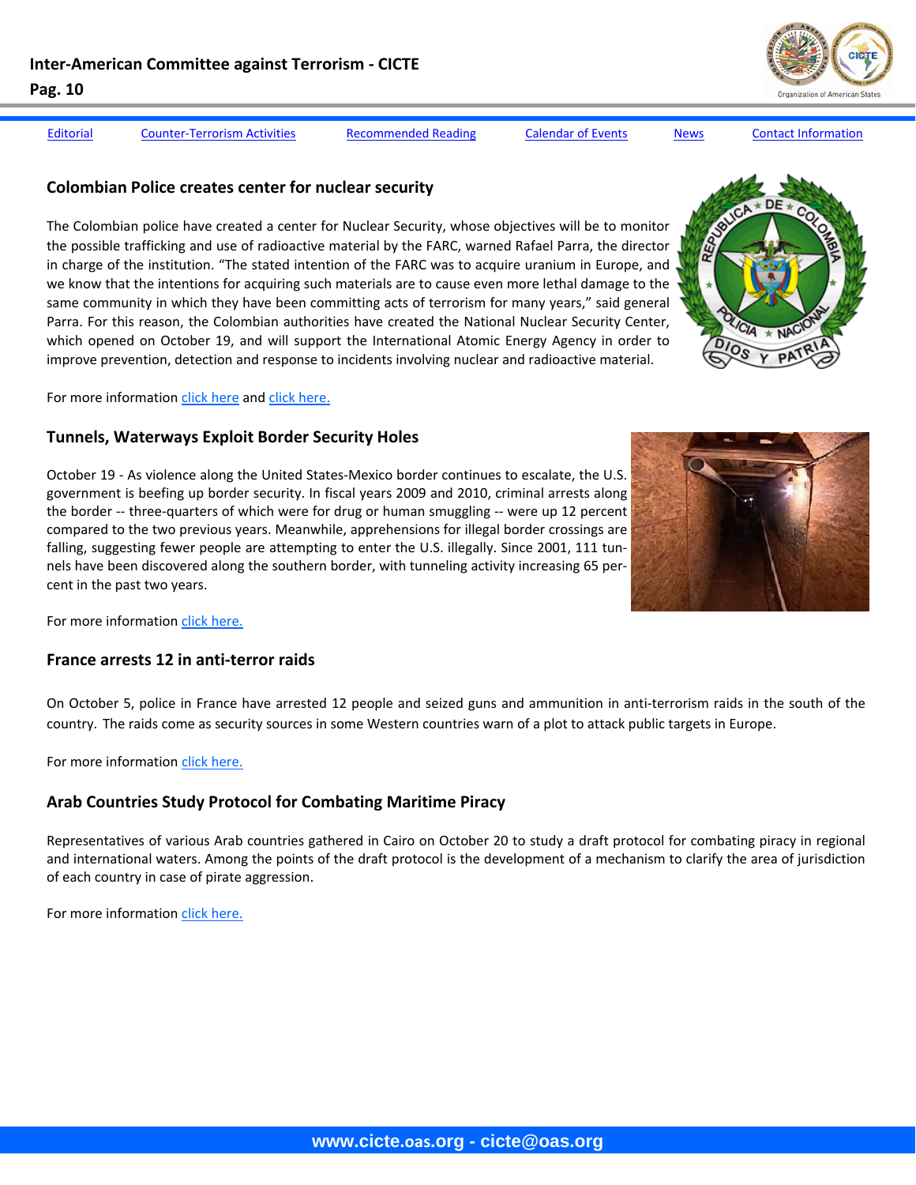Editorial | Counter-Terrorism Activities | Recommended Reading | Calendar of Events | News | Contact Information

## Colombian Police creates center for nuclear security

The Colombian police have created a center for Nuclear Security, whose objectives will be to monitor the possible trafficking and use of radioactive material by the FARC, warned Rafael Parra, the director in charge of the institution. "The stated intention of the FARC was to acquire uranium in Europe, and we know that the intentions for acquiring such materials are to cause even more lethal damage to the same community in which they have been committing acts of terrorism for many years," said general Parra. For this reason, the Colombian authorities have created the National Nuclear Security Center, which opened on October 19, and will support the International Atomic Energy Agency in order to improve prevention, detection and response to incidents involving nuclear and radioactive material.

For more information click here and click here.

## Tunnels, Waterways Exploit Border Security Holes

October 19 - As violence along the United States-Mexico border continues to escalate, the U.S. government is beefing up border security. In fiscal years 2009 and 2010, criminal arrests along the border -- three-quarters of which were for drug or human smuggling -- were up 12 percent compared to the two previous years. Meanwhile, apprehensions for illegal border crossings are falling, suggesting fewer people are attempting to enter the U.S. illegally. Since 2001, 111 tunnels have been discovered along the southern border, with tunneling activity increasing 65 percent in the past two years.

For more information click here.

## France arrests 12 in anti-terror raids

On October 5, police in France have arrested 12 people and seized guns and ammunition in anti-terrorism raids in the south of the country. The raids come as security sources in some Western countries warn of a plot to attack public targets in Europe.

For more information click here.

## Arab Countries Study Protocol for Combating Maritime Piracy

Representatives of various Arab countries gathered in Cairo on October 20 to study a draft protocol for combating piracy in regional and international waters. Among the points of the draft protocol is the development of a mechanism to clarify the area of jurisdiction of each country in case of pirate aggression.

For more information click here.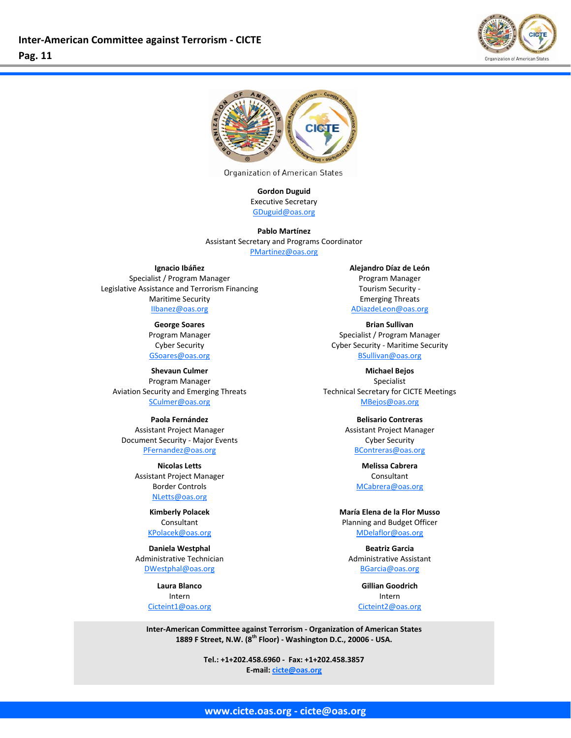Organization of American States

**Gordon Duguid**
Executive Secretary
GDuguid@oas.org

**Pablo Martínez**
Assistant Secretary and Programs Coordinator
PMartinez@oas.org

**Ignacio Ibáñez**
Specialist / Program Manager
Legislative Assistance and Terrorism Financing
Maritime Security
IIbanez@oas.org

**Alejandro Díaz de León**
Program Manager
Tourism Security -
Emerging Threats
ADiazdeLeon@oas.org

**George Soares**
Program Manager
Cyber Security
GSoares@oas.org

**Brian Sullivan**
Specialist / Program Manager
Cyber Security - Maritime Security
BSullivan@oas.org

**Shevaun Culmer**
Program Manager
Aviation Security and Emerging Threats
SCulmer@oas.org

**Michael Bejos**
Specialist
Technical Secretary for CICTE Meetings
MBejos@oas.org

**Paola Fernández**
Assistant Project Manager
Document Security - Major Events
PFernandez@oas.org

**Belisario Contreras**
Assistant Project Manager
Cyber Security
BContreras@oas.org

**Nicolas Letts**
Assistant Project Manager
Border Controls
NLetts@oas.org

**Melissa Cabrera**
Consultant
MCabrera@oas.org

**Kimberly Polacek**
Consultant
KPolacek@oas.org

**María Elena de la Flor Musso**
Planning and Budget Officer
MDelaflor@oas.org

**Daniela Westphal**
Administrative Technician
DWestphal@oas.org

**Beatriz Garcia**
Administrative Assistant
BGarcia@oas.org

**Laura Blanco**
Intern
Cicteint1@oas.org

**Gillian Goodrich**
Intern
Cicteint2@oas.org

**Inter-American Committee against Terrorism - Organization of American States**
**1889 F Street, N.W. (8th Floor) - Washington D.C., 20006 - USA.**

**Tel.: +1+202.458.6960 - Fax: +1+202.458.3857**
**E-mail: cicte@oas.org**

**www.cicte.oas.org - cicte@oas.org**